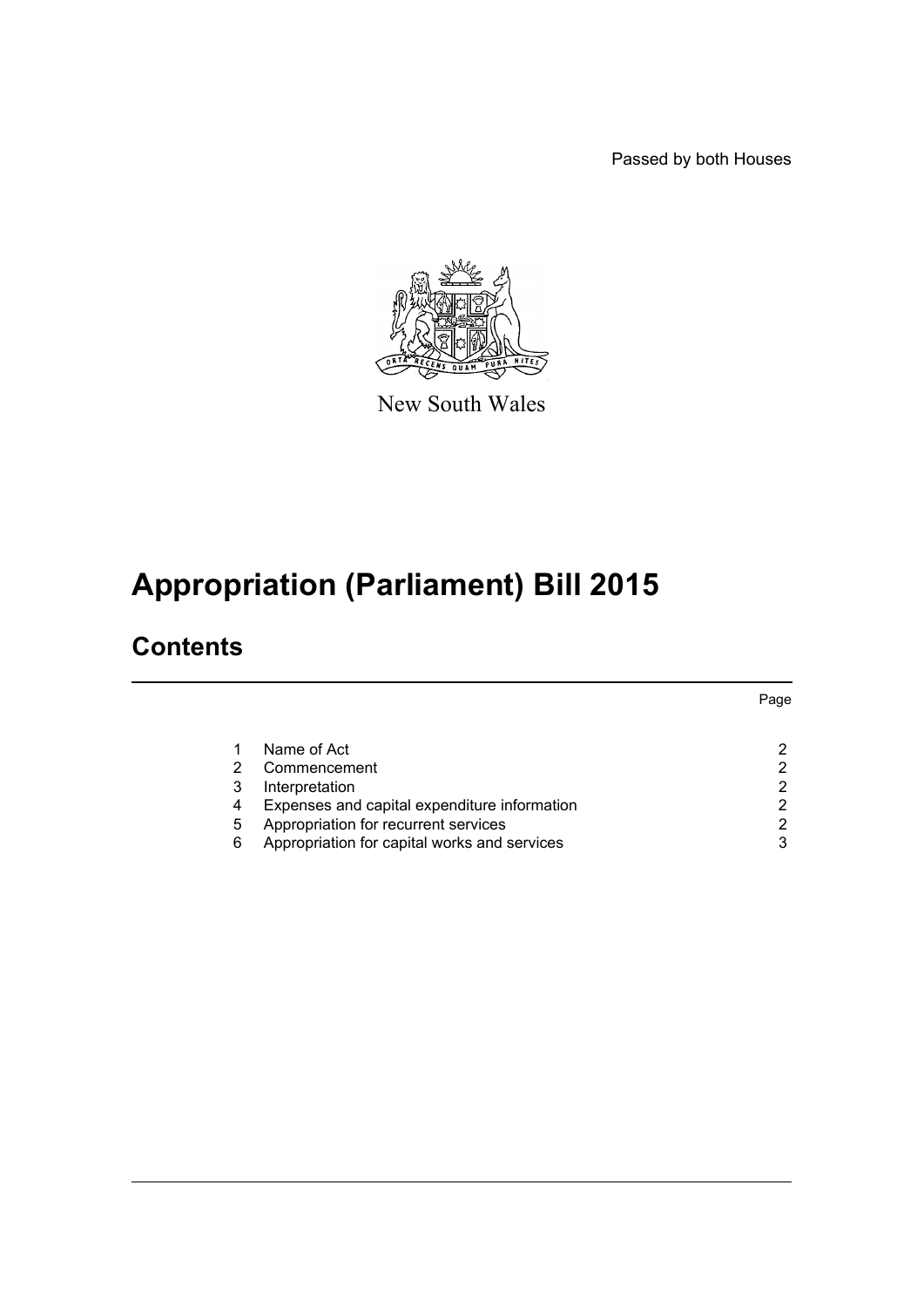Passed by both Houses

New South Wales

# Appropriation (Parliament) Bill 2015

## Contents

| | | Page |
|---|---|---|
| 1 | Name of Act | 2 |
| 2 | Commencement | 2 |
| 3 | Interpretation | 2 |
| 4 | Expenses and capital expenditure information | 2 |
| 5 | Appropriation for recurrent services | 2 |
| 6 | Appropriation for capital works and services | 3 |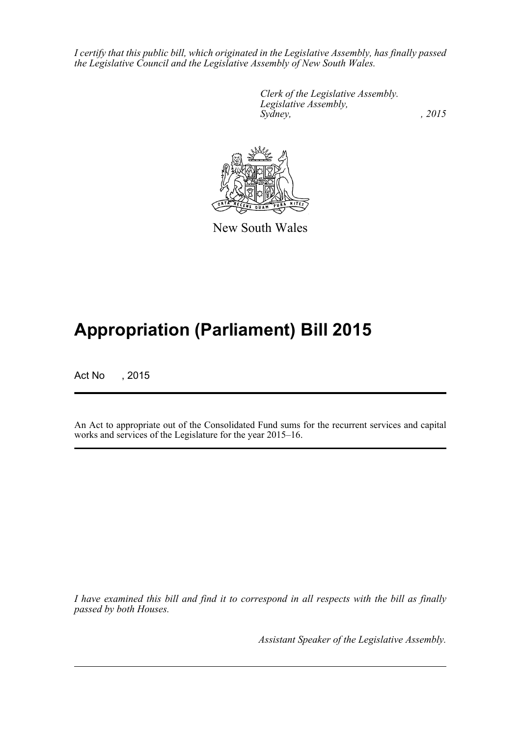*I certify that this public bill, which originated in the Legislative Assembly, has finally passed the Legislative Council and the Legislative Assembly of New South Wales.*

*Clerk of the Legislative Assembly.*
*Legislative Assembly,*
*Sydney, , 2015*

New South Wales

# Appropriation (Parliament) Bill 2015

Act No , 2015

An Act to appropriate out of the Consolidated Fund sums for the recurrent services and capital works and services of the Legislature for the year 2015–16.

*I have examined this bill and find it to correspond in all respects with the bill as finally passed by both Houses.*

*Assistant Speaker of the Legislative Assembly.*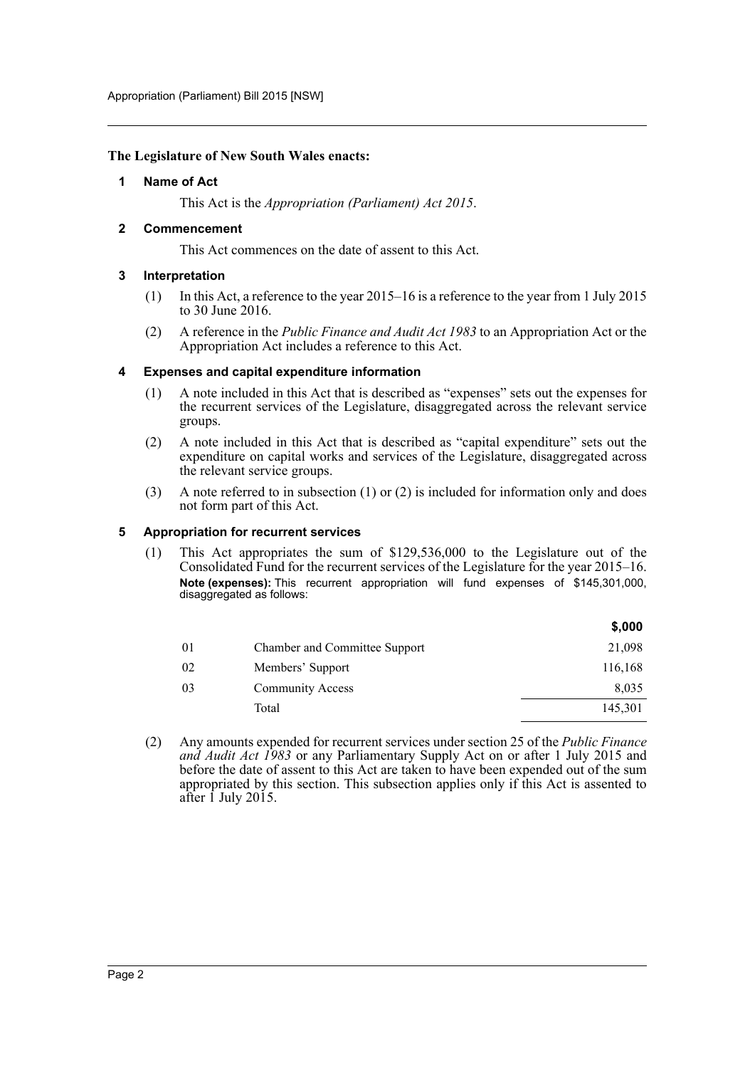**The Legislature of New South Wales enacts:**

## 1 Name of Act

This Act is the *Appropriation (Parliament) Act 2015*.

## 2 Commencement

This Act commences on the date of assent to this Act.

## 3 Interpretation

(1) In this Act, a reference to the year 2015–16 is a reference to the year from 1 July 2015 to 30 June 2016.

(2) A reference in the *Public Finance and Audit Act 1983* to an Appropriation Act or the Appropriation Act includes a reference to this Act.

## 4 Expenses and capital expenditure information

(1) A note included in this Act that is described as "expenses" sets out the expenses for the recurrent services of the Legislature, disaggregated across the relevant service groups.

(2) A note included in this Act that is described as "capital expenditure" sets out the expenditure on capital works and services of the Legislature, disaggregated across the relevant service groups.

(3) A note referred to in subsection (1) or (2) is included for information only and does not form part of this Act.

## 5 Appropriation for recurrent services

(1) This Act appropriates the sum of $129,536,000 to the Legislature out of the Consolidated Fund for the recurrent services of the Legislature for the year 2015–16.

**Note (expenses):** This recurrent appropriation will fund expenses of $145,301,000, disaggregated as follows:

| | | **$,000** |
|---|---|---|
| 01 | Chamber and Committee Support | 21,098 |
| 02 | Members' Support | 116,168 |
| 03 | Community Access | 8,035 |
| | Total | 145,301 |

(2) Any amounts expended for recurrent services under section 25 of the *Public Finance and Audit Act 1983* or any Parliamentary Supply Act on or after 1 July 2015 and before the date of assent to this Act are taken to have been expended out of the sum appropriated by this section. This subsection applies only if this Act is assented to after 1 July 2015.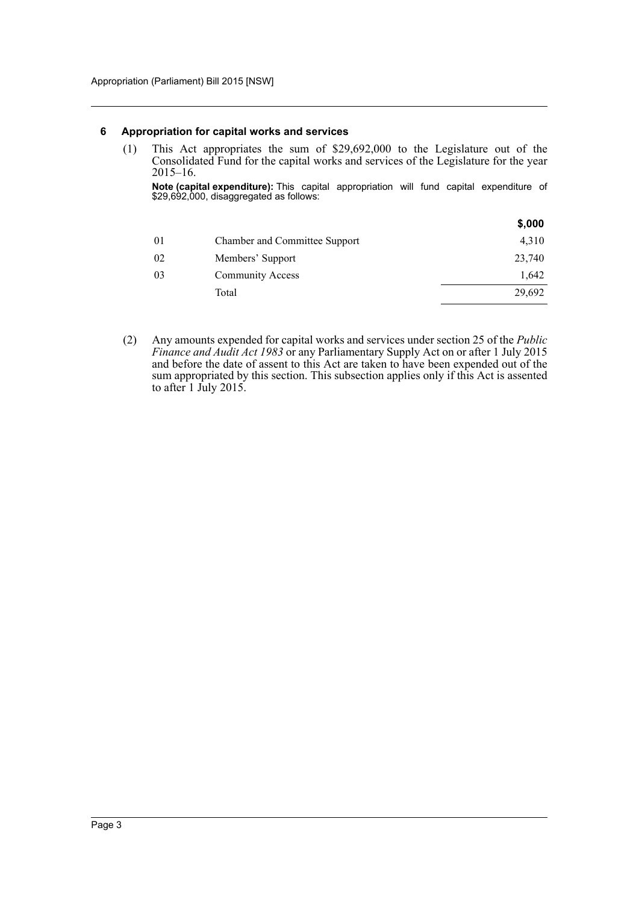### 6 Appropriation for capital works and services

(1) This Act appropriates the sum of $29,692,000 to the Legislature out of the Consolidated Fund for the capital works and services of the Legislature for the year 2015–16.

**Note (capital expenditure):** This capital appropriation will fund capital expenditure of $29,692,000, disaggregated as follows:

| | | **$,000** |
|---|---|---|
| 01 | Chamber and Committee Support | 4,310 |
| 02 | Members' Support | 23,740 |
| 03 | Community Access | 1,642 |
| | Total | 29,692 |

(2) Any amounts expended for capital works and services under section 25 of the *Public Finance and Audit Act 1983* or any Parliamentary Supply Act on or after 1 July 2015 and before the date of assent to this Act are taken to have been expended out of the sum appropriated by this section. This subsection applies only if this Act is assented to after 1 July 2015.